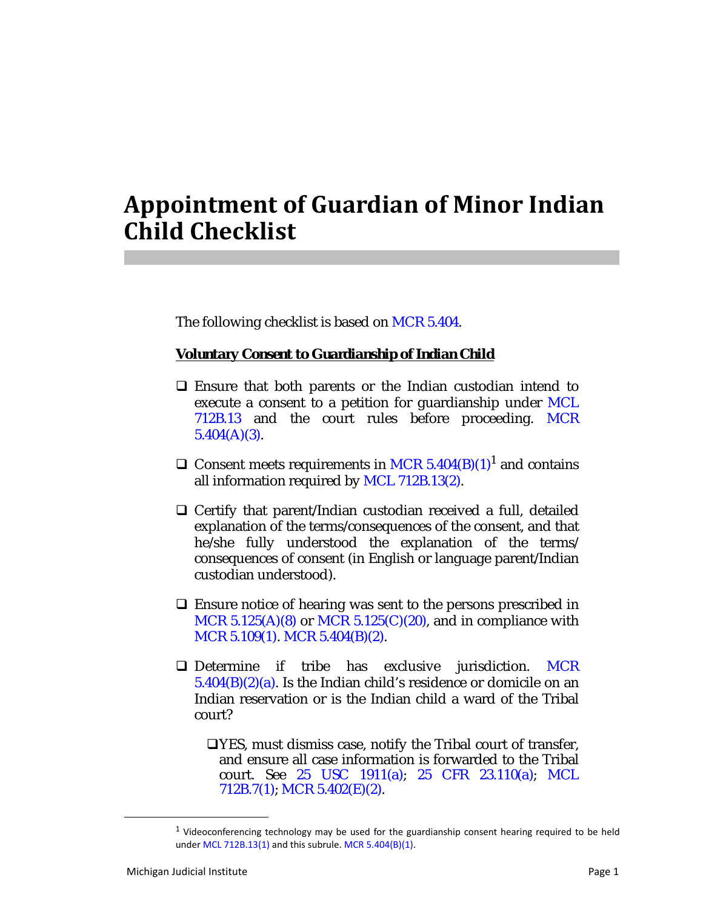# Appointment of Guardian of Minor Indian Child Checklist

The following checklist is based on MCR 5.404.

***Voluntary Consent to Guardianship of Indian Child***

- ❑ Ensure that both parents or the Indian custodian intend to execute a consent to a petition for guardianship under MCL 712B.13 and the court rules before proceeding. MCR 5.404(A)(3).

- ❑ Consent meets requirements in MCR 5.404(B)(1)[1] and contains all information required by MCL 712B.13(2).

- ❑ Certify that parent/Indian custodian received a full, detailed explanation of the terms/consequences of the consent, and that he/she fully understood the explanation of the terms/consequences of consent (in English or language parent/Indian custodian understood).

- ❑ Ensure notice of hearing was sent to the persons prescribed in MCR 5.125(A)(8) or MCR 5.125(C)(20), and in compliance with MCR 5.109(1). MCR 5.404(B)(2).

- ❑ Determine if tribe has exclusive jurisdiction. MCR 5.404(B)(2)(a). Is the Indian child's residence or domicile on an Indian reservation or is the Indian child a ward of the Tribal court?

  - ❑YES, must dismiss case, notify the Tribal court of transfer, and ensure all case information is forwarded to the Tribal court. See 25 USC 1911(a); 25 CFR 23.110(a); MCL 712B.7(1); MCR 5.402(E)(2).

[1] Videoconferencing technology may be used for the guardianship consent hearing required to be held under MCL 712B.13(1) and this subrule. MCR 5.404(B)(1).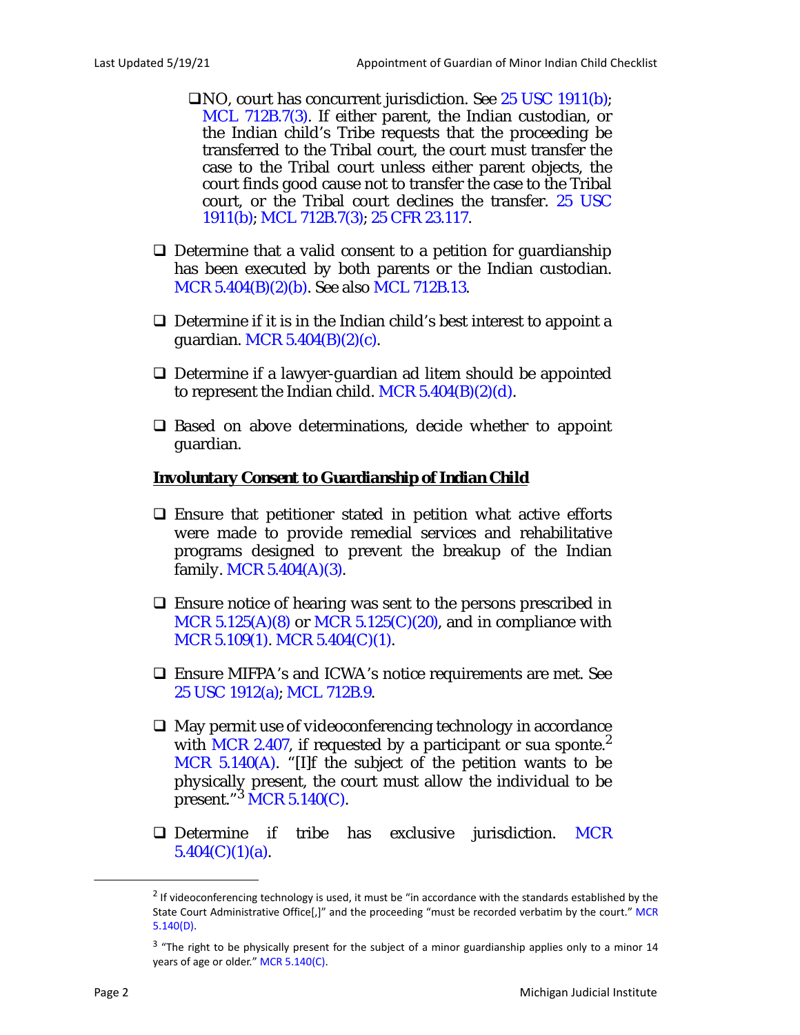- ❑NO, court has concurrent jurisdiction. See 25 USC 1911(b); MCL 712B.7(3). If either parent, the Indian custodian, or the Indian child's Tribe requests that the proceeding be transferred to the Tribal court, the court must transfer the case to the Tribal court unless either parent objects, the court finds good cause not to transfer the case to the Tribal court, or the Tribal court declines the transfer. 25 USC 1911(b); MCL 712B.7(3); 25 CFR 23.117.

- ❑ Determine that a valid consent to a petition for guardianship has been executed by both parents or the Indian custodian. MCR 5.404(B)(2)(b). See also MCL 712B.13.

- ❑ Determine if it is in the Indian child's best interest to appoint a guardian. MCR 5.404(B)(2)(c).

- ❑ Determine if a lawyer-guardian ad litem should be appointed to represent the Indian child. MCR 5.404(B)(2)(d).

- ❑ Based on above determinations, decide whether to appoint guardian.

**Involuntary Consent to Guardianship of Indian Child**

- ❑ Ensure that petitioner stated in petition what active efforts were made to provide remedial services and rehabilitative programs designed to prevent the breakup of the Indian family. MCR 5.404(A)(3).

- ❑ Ensure notice of hearing was sent to the persons prescribed in MCR 5.125(A)(8) or MCR 5.125(C)(20), and in compliance with MCR 5.109(1). MCR 5.404(C)(1).

- ❑ Ensure MIFPA's and ICWA's notice requirements are met. See 25 USC 1912(a); MCL 712B.9.

- ❑ May permit use of videoconferencing technology in accordance with MCR 2.407, if requested by a participant or sua sponte.[2] MCR 5.140(A). "[I]f the subject of the petition wants to be physically present, the court must allow the individual to be present."[3] MCR 5.140(C).

- ❑ Determine if tribe has exclusive jurisdiction. MCR 5.404(C)(1)(a).

---

[2] If videoconferencing technology is used, it must be "in accordance with the standards established by the State Court Administrative Office[,]" and the proceeding "must be recorded verbatim by the court." MCR 5.140(D).

[3] "The right to be physically present for the subject of a minor guardianship applies only to a minor 14 years of age or older." MCR 5.140(C).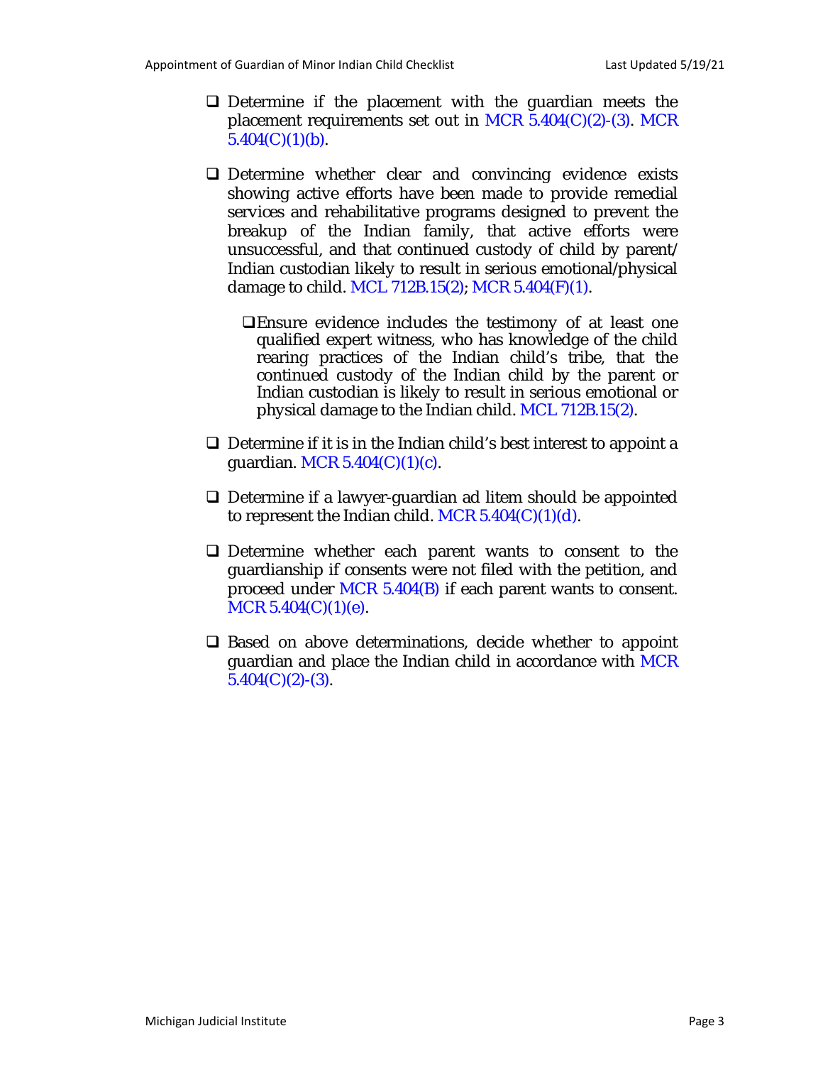- [ ] Determine if the placement with the guardian meets the placement requirements set out in MCR 5.404(C)(2)-(3). MCR 5.404(C)(1)(b).

- [ ] Determine whether clear and convincing evidence exists showing active efforts have been made to provide remedial services and rehabilitative programs designed to prevent the breakup of the Indian family, that active efforts were unsuccessful, and that continued custody of child by parent/ Indian custodian likely to result in serious emotional/physical damage to child. MCL 712B.15(2); MCR 5.404(F)(1).

    - [ ] Ensure evidence includes the testimony of at least one qualified expert witness, who has knowledge of the child rearing practices of the Indian child's tribe, that the continued custody of the Indian child by the parent or Indian custodian is likely to result in serious emotional or physical damage to the Indian child. MCL 712B.15(2).

- [ ] Determine if it is in the Indian child's best interest to appoint a guardian. MCR 5.404(C)(1)(c).

- [ ] Determine if a lawyer-guardian ad litem should be appointed to represent the Indian child. MCR 5.404(C)(1)(d).

- [ ] Determine whether each parent wants to consent to the guardianship if consents were not filed with the petition, and proceed under MCR 5.404(B) if each parent wants to consent. MCR 5.404(C)(1)(e).

- [ ] Based on above determinations, decide whether to appoint guardian and place the Indian child in accordance with MCR 5.404(C)(2)-(3).